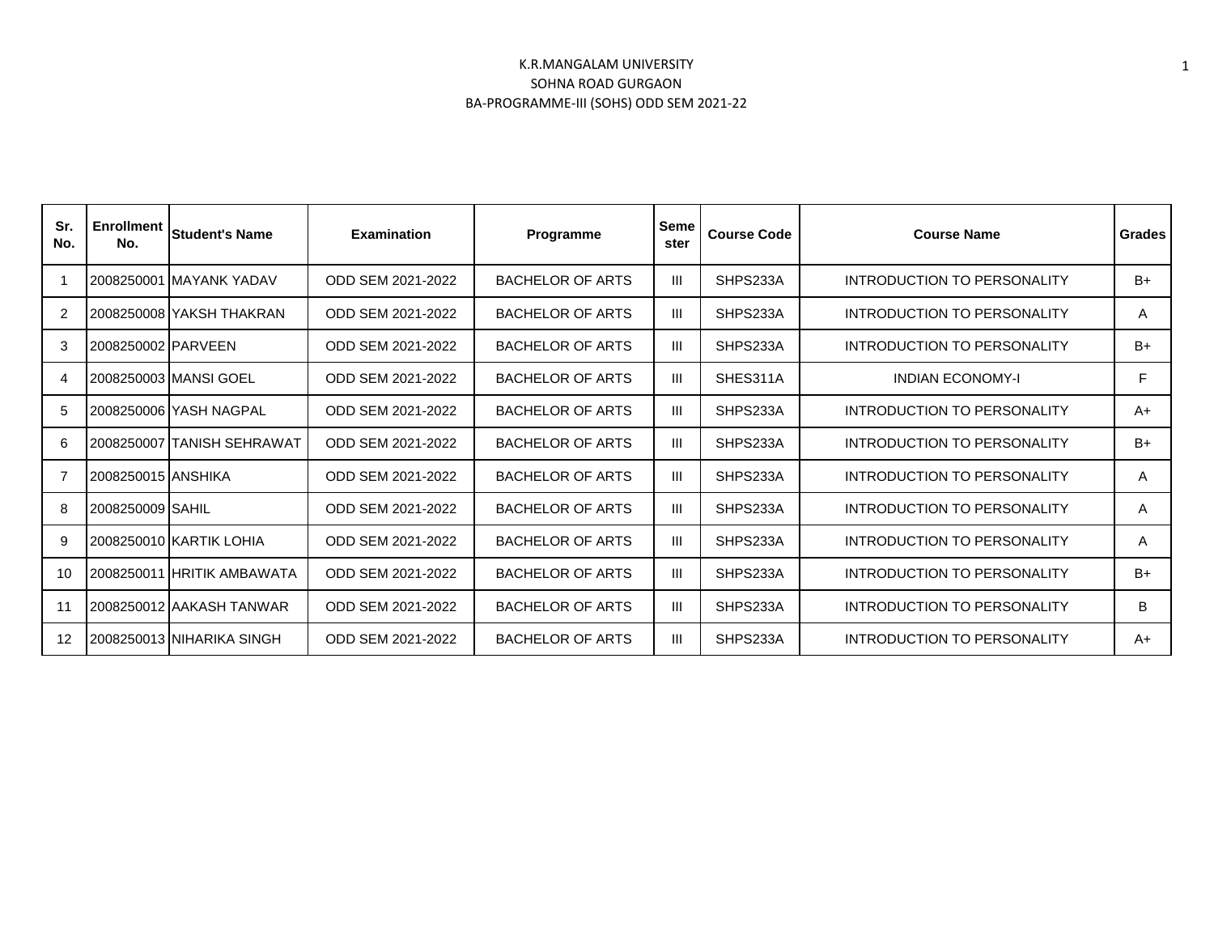K.R.MANGALAM UNIVERSITY
SOHNA ROAD GURGAON
BA-PROGRAMME-III (SOHS) ODD SEM 2021-22

| Sr. No. | Enrollment No. | Student's Name | Examination | Programme | Semester | Course Code | Course Name | Grades |
|---|---|---|---|---|---|---|---|---|
| 1 | 2008250001 | MAYANK YADAV | ODD SEM 2021-2022 | BACHELOR OF ARTS | III | SHPS233A | INTRODUCTION TO PERSONALITY | B+ |
| 2 | 2008250008 | YAKSH THAKRAN | ODD SEM 2021-2022 | BACHELOR OF ARTS | III | SHPS233A | INTRODUCTION TO PERSONALITY | A |
| 3 | 2008250002 | PARVEEN | ODD SEM 2021-2022 | BACHELOR OF ARTS | III | SHPS233A | INTRODUCTION TO PERSONALITY | B+ |
| 4 | 2008250003 | MANSI GOEL | ODD SEM 2021-2022 | BACHELOR OF ARTS | III | SHES311A | INDIAN ECONOMY-I | F |
| 5 | 2008250006 | YASH NAGPAL | ODD SEM 2021-2022 | BACHELOR OF ARTS | III | SHPS233A | INTRODUCTION TO PERSONALITY | A+ |
| 6 | 2008250007 | TANISH SEHRAWAT | ODD SEM 2021-2022 | BACHELOR OF ARTS | III | SHPS233A | INTRODUCTION TO PERSONALITY | B+ |
| 7 | 2008250015 | ANSHIKA | ODD SEM 2021-2022 | BACHELOR OF ARTS | III | SHPS233A | INTRODUCTION TO PERSONALITY | A |
| 8 | 2008250009 | SAHIL | ODD SEM 2021-2022 | BACHELOR OF ARTS | III | SHPS233A | INTRODUCTION TO PERSONALITY | A |
| 9 | 2008250010 | KARTIK LOHIA | ODD SEM 2021-2022 | BACHELOR OF ARTS | III | SHPS233A | INTRODUCTION TO PERSONALITY | A |
| 10 | 2008250011 | HRITIK AMBAWATA | ODD SEM 2021-2022 | BACHELOR OF ARTS | III | SHPS233A | INTRODUCTION TO PERSONALITY | B+ |
| 11 | 2008250012 | AAKASH TANWAR | ODD SEM 2021-2022 | BACHELOR OF ARTS | III | SHPS233A | INTRODUCTION TO PERSONALITY | B |
| 12 | 2008250013 | NIHARIKA SINGH | ODD SEM 2021-2022 | BACHELOR OF ARTS | III | SHPS233A | INTRODUCTION TO PERSONALITY | A+ |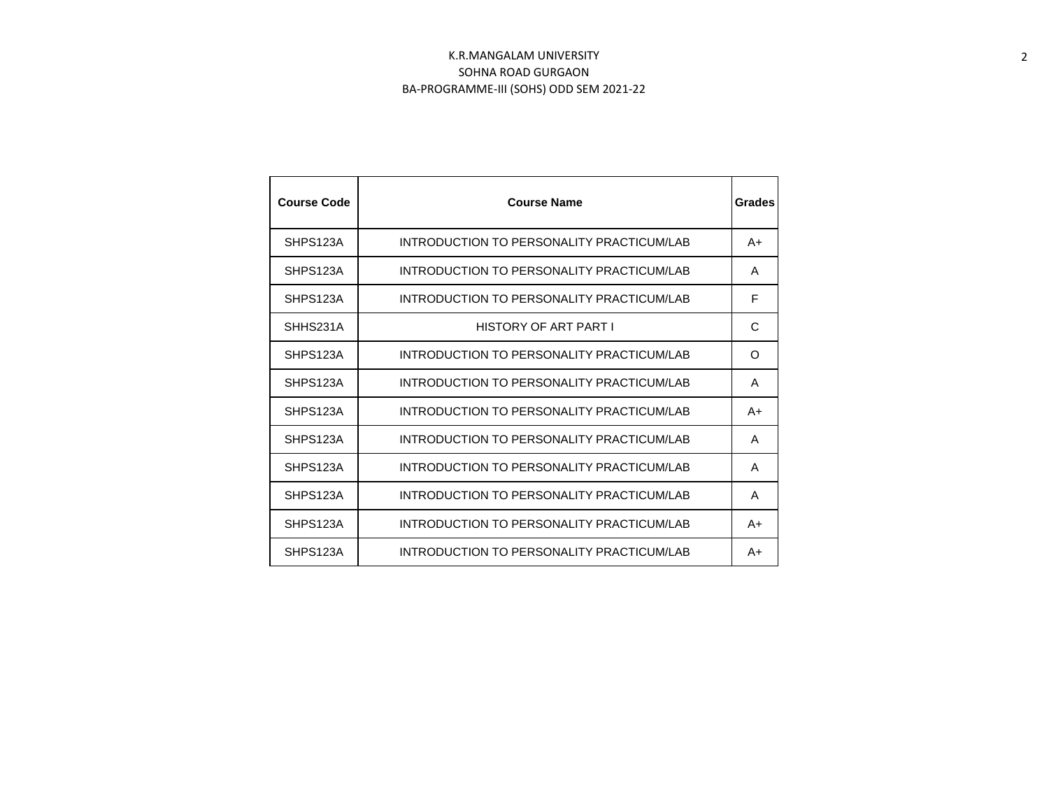K.R.MANGALAM UNIVERSITY
SOHNA ROAD GURGAON
BA-PROGRAMME-III (SOHS) ODD SEM 2021-22

| Course Code | Course Name | Grades |
|---|---|---|
| SHPS123A | INTRODUCTION TO PERSONALITY PRACTICUM/LAB | A+ |
| SHPS123A | INTRODUCTION TO PERSONALITY PRACTICUM/LAB | A |
| SHPS123A | INTRODUCTION TO PERSONALITY PRACTICUM/LAB | F |
| SHHS231A | HISTORY OF ART PART I | C |
| SHPS123A | INTRODUCTION TO PERSONALITY PRACTICUM/LAB | O |
| SHPS123A | INTRODUCTION TO PERSONALITY PRACTICUM/LAB | A |
| SHPS123A | INTRODUCTION TO PERSONALITY PRACTICUM/LAB | A+ |
| SHPS123A | INTRODUCTION TO PERSONALITY PRACTICUM/LAB | A |
| SHPS123A | INTRODUCTION TO PERSONALITY PRACTICUM/LAB | A |
| SHPS123A | INTRODUCTION TO PERSONALITY PRACTICUM/LAB | A |
| SHPS123A | INTRODUCTION TO PERSONALITY PRACTICUM/LAB | A+ |
| SHPS123A | INTRODUCTION TO PERSONALITY PRACTICUM/LAB | A+ |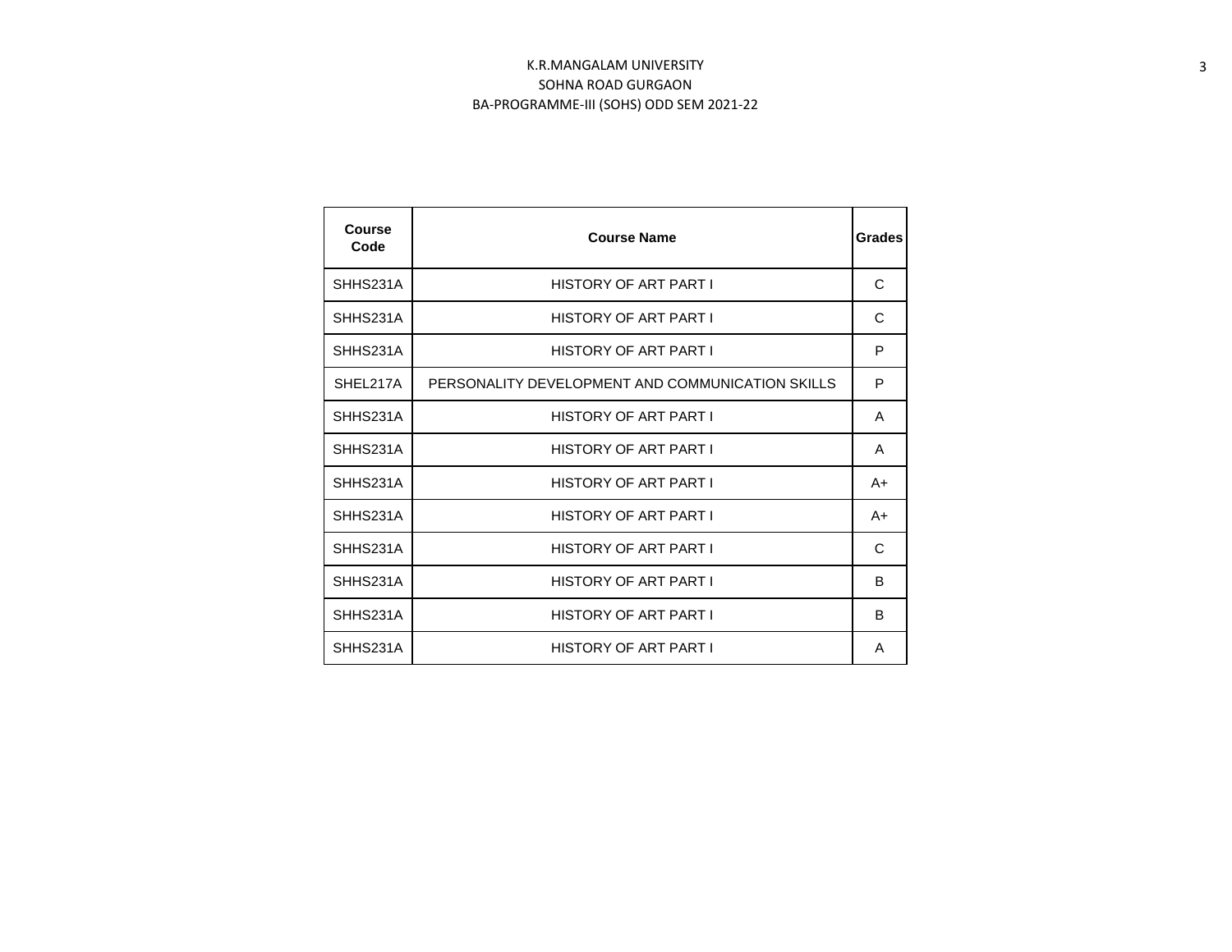K.R.MANGALAM UNIVERSITY
SOHNA ROAD GURGAON
BA-PROGRAMME-III (SOHS) ODD SEM 2021-22

| Course Code | Course Name | Grades |
|---|---|---|
| SHHS231A | HISTORY OF ART PART I | C |
| SHHS231A | HISTORY OF ART PART I | C |
| SHHS231A | HISTORY OF ART PART I | P |
| SHEL217A | PERSONALITY DEVELOPMENT AND COMMUNICATION SKILLS | P |
| SHHS231A | HISTORY OF ART PART I | A |
| SHHS231A | HISTORY OF ART PART I | A |
| SHHS231A | HISTORY OF ART PART I | A+ |
| SHHS231A | HISTORY OF ART PART I | A+ |
| SHHS231A | HISTORY OF ART PART I | C |
| SHHS231A | HISTORY OF ART PART I | B |
| SHHS231A | HISTORY OF ART PART I | B |
| SHHS231A | HISTORY OF ART PART I | A |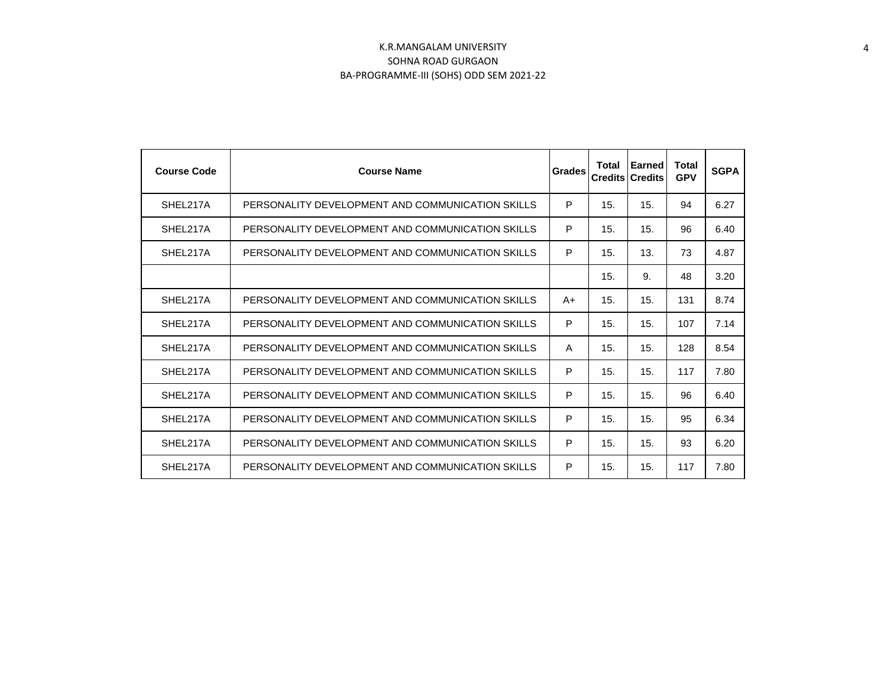K.R.MANGALAM UNIVERSITY
SOHNA ROAD GURGAON
BA-PROGRAMME-III (SOHS) ODD SEM 2021-22

| Course Code | Course Name | Grades | Total Credits | Earned Credits | Total GPV | SGPA |
|---|---|---|---|---|---|---|
| SHEL217A | PERSONALITY DEVELOPMENT AND COMMUNICATION SKILLS | P | 15. | 15. | 94 | 6.27 |
| SHEL217A | PERSONALITY DEVELOPMENT AND COMMUNICATION SKILLS | P | 15. | 15. | 96 | 6.40 |
| SHEL217A | PERSONALITY DEVELOPMENT AND COMMUNICATION SKILLS | P | 15. | 13. | 73 | 4.87 |
| | | | 15. | 9. | 48 | 3.20 |
| SHEL217A | PERSONALITY DEVELOPMENT AND COMMUNICATION SKILLS | A+ | 15. | 15. | 131 | 8.74 |
| SHEL217A | PERSONALITY DEVELOPMENT AND COMMUNICATION SKILLS | P | 15. | 15. | 107 | 7.14 |
| SHEL217A | PERSONALITY DEVELOPMENT AND COMMUNICATION SKILLS | A | 15. | 15. | 128 | 8.54 |
| SHEL217A | PERSONALITY DEVELOPMENT AND COMMUNICATION SKILLS | P | 15. | 15. | 117 | 7.80 |
| SHEL217A | PERSONALITY DEVELOPMENT AND COMMUNICATION SKILLS | P | 15. | 15. | 96 | 6.40 |
| SHEL217A | PERSONALITY DEVELOPMENT AND COMMUNICATION SKILLS | P | 15. | 15. | 95 | 6.34 |
| SHEL217A | PERSONALITY DEVELOPMENT AND COMMUNICATION SKILLS | P | 15. | 15. | 93 | 6.20 |
| SHEL217A | PERSONALITY DEVELOPMENT AND COMMUNICATION SKILLS | P | 15. | 15. | 117 | 7.80 |